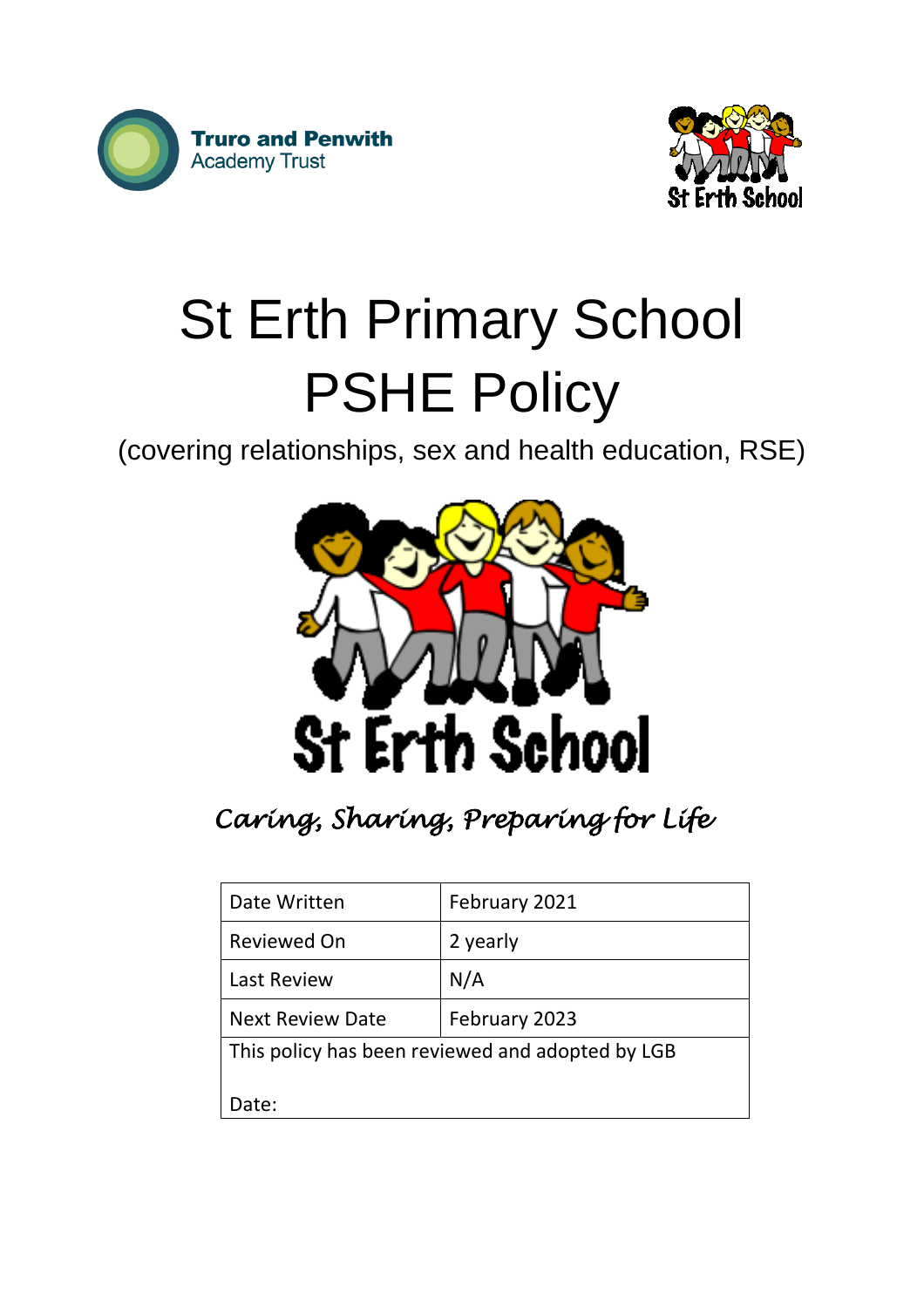Truro and Penwith Academy Trust

St Erth School

# St Erth Primary School PSHE Policy

(covering relationships, sex and health education, RSE)

St Erth School

*Caring, Sharing, Preparing for Life*

| Date Written | February 2021 |
|---|---|
| Reviewed On | 2 yearly |
| Last Review | N/A |
| Next Review Date | February 2023 |
| This policy has been reviewed and adopted by LGB<br><br>Date: | |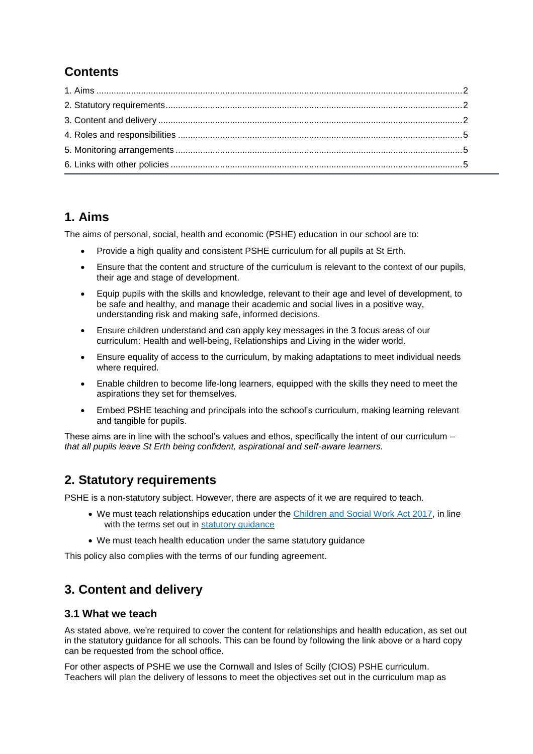## Contents

1. Aims ..... 2
2. Statutory requirements ..... 2
3. Content and delivery ..... 2
4. Roles and responsibilities ..... 5
5. Monitoring arrangements ..... 5
6. Links with other policies ..... 5

## 1. Aims

The aims of personal, social, health and economic (PSHE) education in our school are to:

- Provide a high quality and consistent PSHE curriculum for all pupils at St Erth.
- Ensure that the content and structure of the curriculum is relevant to the context of our pupils, their age and stage of development.
- Equip pupils with the skills and knowledge, relevant to their age and level of development, to be safe and healthy, and manage their academic and social lives in a positive way, understanding risk and making safe, informed decisions.
- Ensure children understand and can apply key messages in the 3 focus areas of our curriculum: Health and well-being, Relationships and Living in the wider world.
- Ensure equality of access to the curriculum, by making adaptations to meet individual needs where required.
- Enable children to become life-long learners, equipped with the skills they need to meet the aspirations they set for themselves.
- Embed PSHE teaching and principals into the school's curriculum, making learning relevant and tangible for pupils.

These aims are in line with the school's values and ethos, specifically the intent of our curriculum – *that all pupils leave St Erth being confident, aspirational and self-aware learners.*

## 2. Statutory requirements

PSHE is a non-statutory subject. However, there are aspects of it we are required to teach.

- We must teach relationships education under the Children and Social Work Act 2017, in line with the terms set out in statutory guidance
- We must teach health education under the same statutory guidance

This policy also complies with the terms of our funding agreement.

## 3. Content and delivery

### 3.1 What we teach

As stated above, we're required to cover the content for relationships and health education, as set out in the statutory guidance for all schools. This can be found by following the link above or a hard copy can be requested from the school office.

For other aspects of PSHE we use the Cornwall and Isles of Scilly (CIOS) PSHE curriculum. Teachers will plan the delivery of lessons to meet the objectives set out in the curriculum map as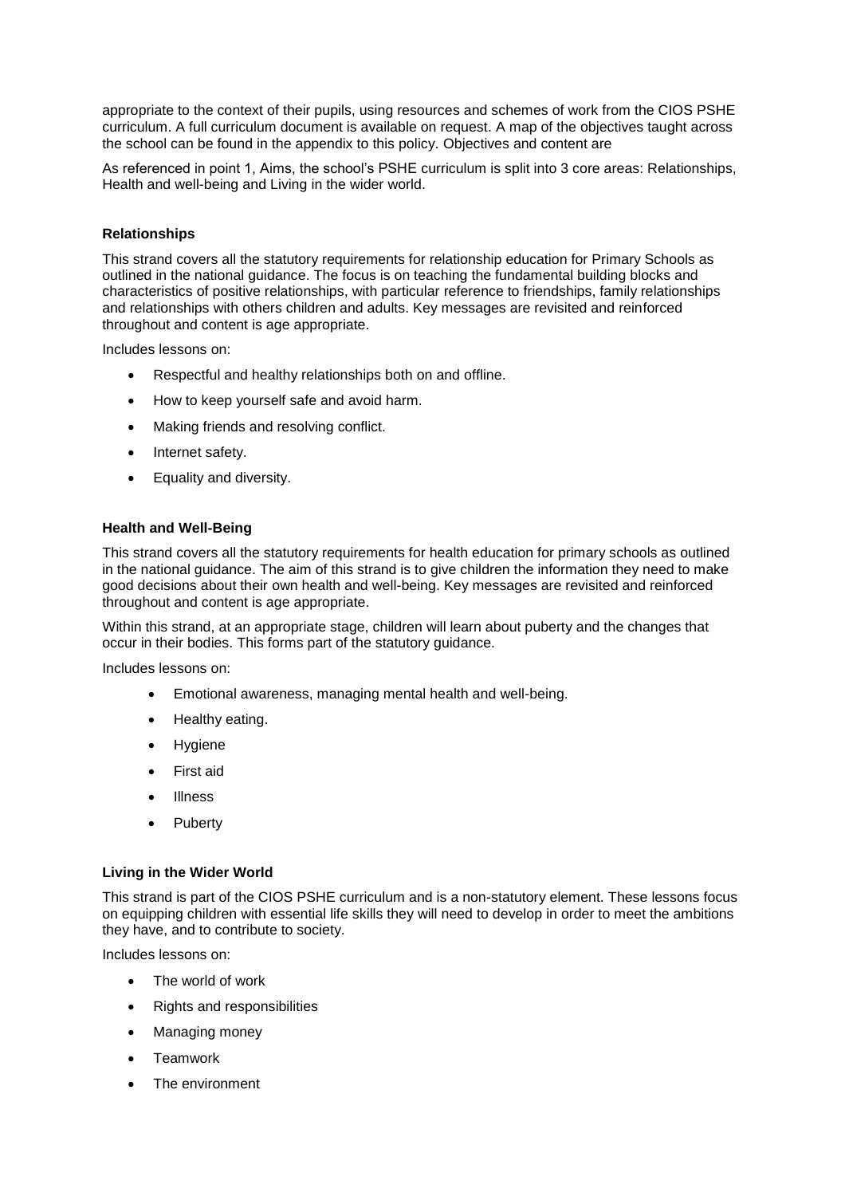appropriate to the context of their pupils, using resources and schemes of work from the CIOS PSHE curriculum. A full curriculum document is available on request. A map of the objectives taught across the school can be found in the appendix to this policy. Objectives and content are

As referenced in point 1, Aims, the school's PSHE curriculum is split into 3 core areas: Relationships, Health and well-being and Living in the wider world.

**Relationships**

This strand covers all the statutory requirements for relationship education for Primary Schools as outlined in the national guidance. The focus is on teaching the fundamental building blocks and characteristics of positive relationships, with particular reference to friendships, family relationships and relationships with others children and adults. Key messages are revisited and reinforced throughout and content is age appropriate.

Includes lessons on:

- Respectful and healthy relationships both on and offline.
- How to keep yourself safe and avoid harm.
- Making friends and resolving conflict.
- Internet safety.
- Equality and diversity.

**Health and Well-Being**

This strand covers all the statutory requirements for health education for primary schools as outlined in the national guidance. The aim of this strand is to give children the information they need to make good decisions about their own health and well-being. Key messages are revisited and reinforced throughout and content is age appropriate.

Within this strand, at an appropriate stage, children will learn about puberty and the changes that occur in their bodies. This forms part of the statutory guidance.

Includes lessons on:

- Emotional awareness, managing mental health and well-being.
- Healthy eating.
- Hygiene
- First aid
- Illness
- Puberty

**Living in the Wider World**

This strand is part of the CIOS PSHE curriculum and is a non-statutory element. These lessons focus on equipping children with essential life skills they will need to develop in order to meet the ambitions they have, and to contribute to society.

Includes lessons on:

- The world of work
- Rights and responsibilities
- Managing money
- Teamwork
- The environment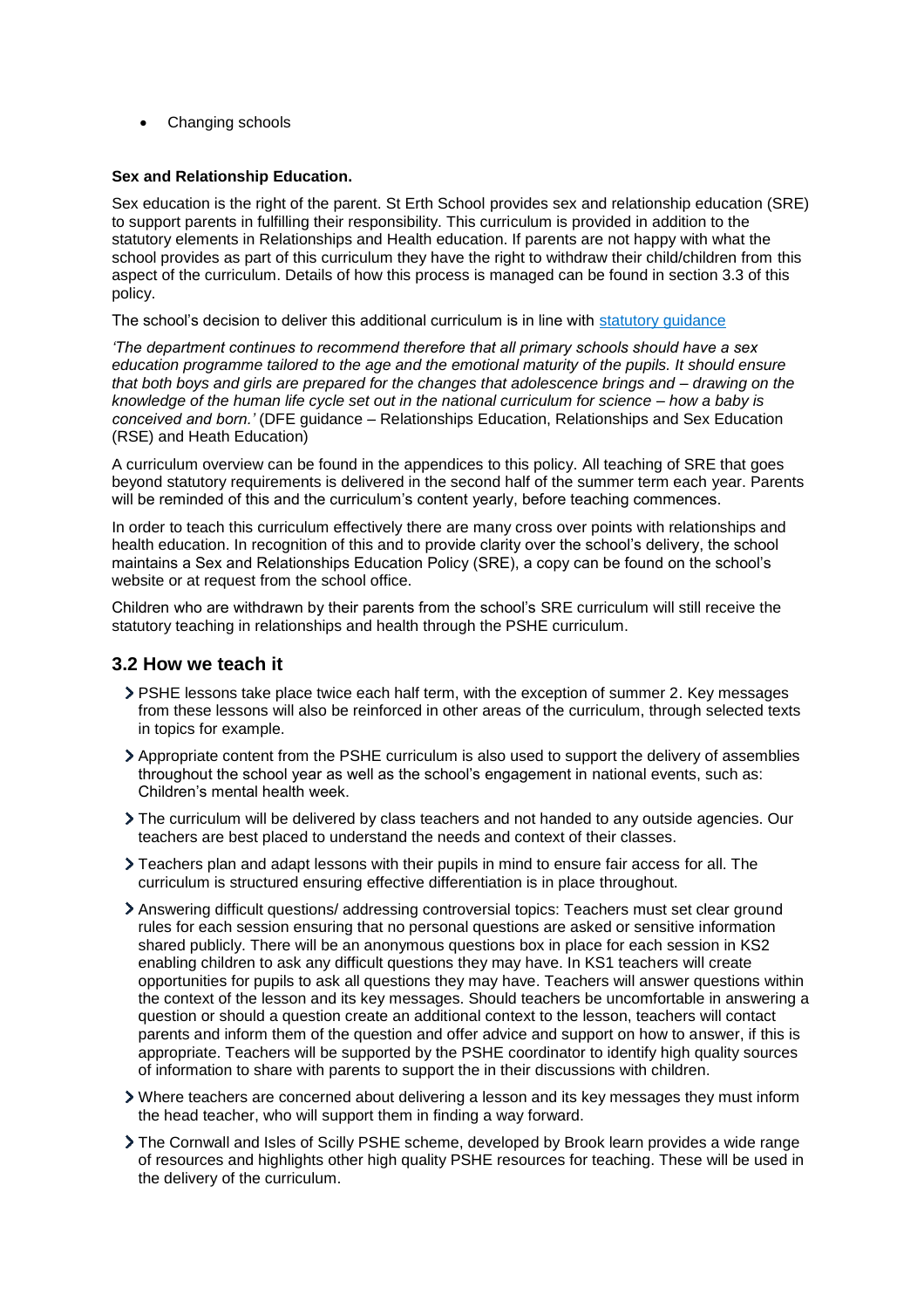- Changing schools

**Sex and Relationship Education.**

Sex education is the right of the parent. St Erth School provides sex and relationship education (SRE) to support parents in fulfilling their responsibility. This curriculum is provided in addition to the statutory elements in Relationships and Health education. If parents are not happy with what the school provides as part of this curriculum they have the right to withdraw their child/children from this aspect of the curriculum. Details of how this process is managed can be found in section 3.3 of this policy.

The school's decision to deliver this additional curriculum is in line with [statutory guidance]

*'The department continues to recommend therefore that all primary schools should have a sex education programme tailored to the age and the emotional maturity of the pupils. It should ensure that both boys and girls are prepared for the changes that adolescence brings and – drawing on the knowledge of the human life cycle set out in the national curriculum for science – how a baby is conceived and born.'* (DFE guidance – Relationships Education, Relationships and Sex Education (RSE) and Heath Education)

A curriculum overview can be found in the appendices to this policy. All teaching of SRE that goes beyond statutory requirements is delivered in the second half of the summer term each year. Parents will be reminded of this and the curriculum's content yearly, before teaching commences.

In order to teach this curriculum effectively there are many cross over points with relationships and health education. In recognition of this and to provide clarity over the school's delivery, the school maintains a Sex and Relationships Education Policy (SRE), a copy can be found on the school's website or at request from the school office.

Children who are withdrawn by their parents from the school's SRE curriculum will still receive the statutory teaching in relationships and health through the PSHE curriculum.

## 3.2 How we teach it

- PSHE lessons take place twice each half term, with the exception of summer 2. Key messages from these lessons will also be reinforced in other areas of the curriculum, through selected texts in topics for example.
- Appropriate content from the PSHE curriculum is also used to support the delivery of assemblies throughout the school year as well as the school's engagement in national events, such as: Children's mental health week.
- The curriculum will be delivered by class teachers and not handed to any outside agencies. Our teachers are best placed to understand the needs and context of their classes.
- Teachers plan and adapt lessons with their pupils in mind to ensure fair access for all. The curriculum is structured ensuring effective differentiation is in place throughout.
- Answering difficult questions/ addressing controversial topics: Teachers must set clear ground rules for each session ensuring that no personal questions are asked or sensitive information shared publicly. There will be an anonymous questions box in place for each session in KS2 enabling children to ask any difficult questions they may have. In KS1 teachers will create opportunities for pupils to ask all questions they may have. Teachers will answer questions within the context of the lesson and its key messages. Should teachers be uncomfortable in answering a question or should a question create an additional context to the lesson, teachers will contact parents and inform them of the question and offer advice and support on how to answer, if this is appropriate. Teachers will be supported by the PSHE coordinator to identify high quality sources of information to share with parents to support the in their discussions with children.
- Where teachers are concerned about delivering a lesson and its key messages they must inform the head teacher, who will support them in finding a way forward.
- The Cornwall and Isles of Scilly PSHE scheme, developed by Brook learn provides a wide range of resources and highlights other high quality PSHE resources for teaching. These will be used in the delivery of the curriculum.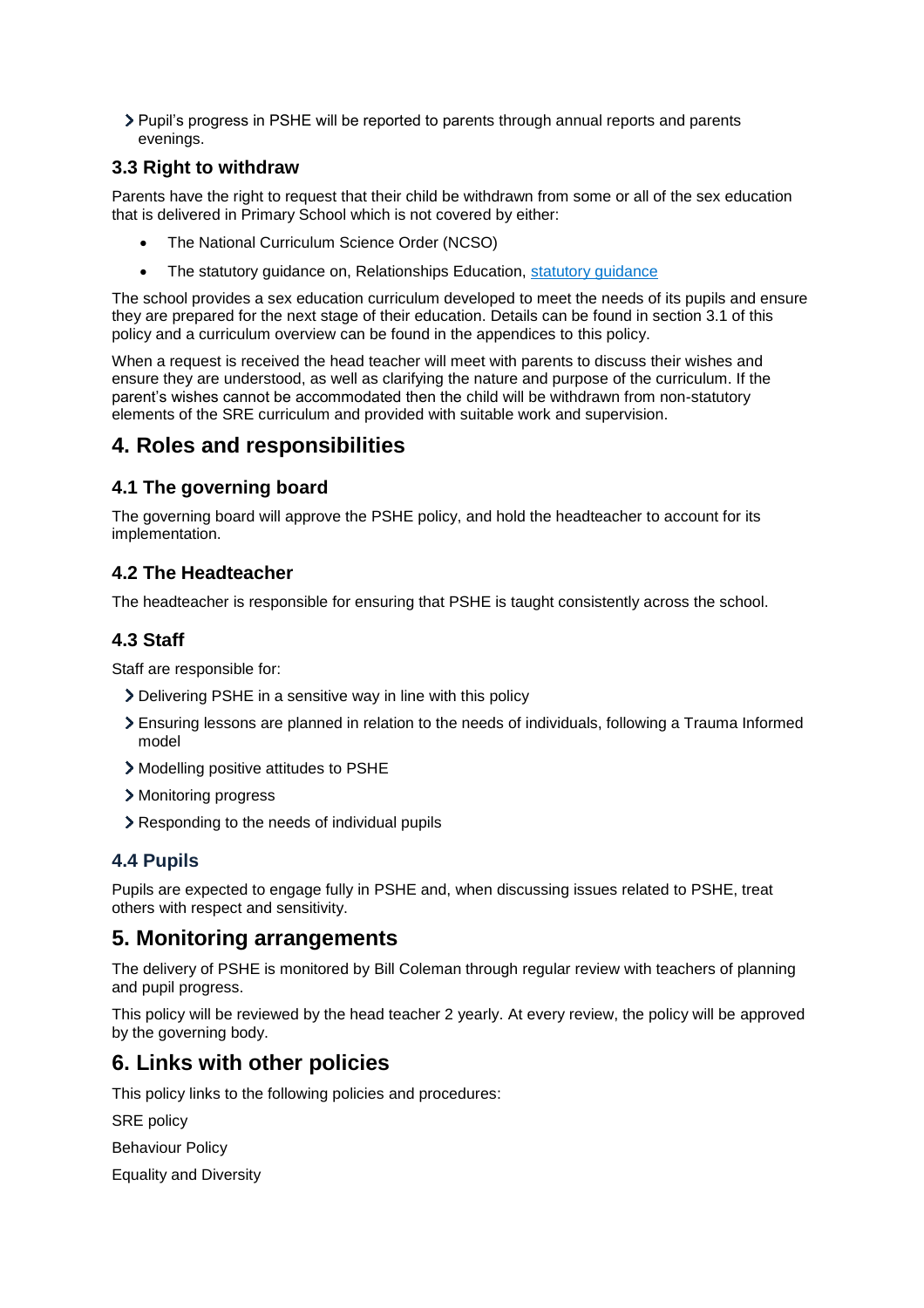- Pupil's progress in PSHE will be reported to parents through annual reports and parents evenings.

### 3.3 Right to withdraw

Parents have the right to request that their child be withdrawn from some or all of the sex education that is delivered in Primary School which is not covered by either:

- The National Curriculum Science Order (NCSO)
- The statutory guidance on, Relationships Education, [statutory guidance]()

The school provides a sex education curriculum developed to meet the needs of its pupils and ensure they are prepared for the next stage of their education. Details can be found in section 3.1 of this policy and a curriculum overview can be found in the appendices to this policy.

When a request is received the head teacher will meet with parents to discuss their wishes and ensure they are understood, as well as clarifying the nature and purpose of the curriculum. If the parent's wishes cannot be accommodated then the child will be withdrawn from non-statutory elements of the SRE curriculum and provided with suitable work and supervision.

## 4. Roles and responsibilities

### 4.1 The governing board

The governing board will approve the PSHE policy, and hold the headteacher to account for its implementation.

### 4.2 The Headteacher

The headteacher is responsible for ensuring that PSHE is taught consistently across the school.

### 4.3 Staff

Staff are responsible for:

- Delivering PSHE in a sensitive way in line with this policy
- Ensuring lessons are planned in relation to the needs of individuals, following a Trauma Informed model
- Modelling positive attitudes to PSHE
- Monitoring progress
- Responding to the needs of individual pupils

### 4.4 Pupils

Pupils are expected to engage fully in PSHE and, when discussing issues related to PSHE, treat others with respect and sensitivity.

## 5. Monitoring arrangements

The delivery of PSHE is monitored by Bill Coleman through regular review with teachers of planning and pupil progress.

This policy will be reviewed by the head teacher 2 yearly. At every review, the policy will be approved by the governing body.

## 6. Links with other policies

This policy links to the following policies and procedures:

SRE policy

Behaviour Policy

Equality and Diversity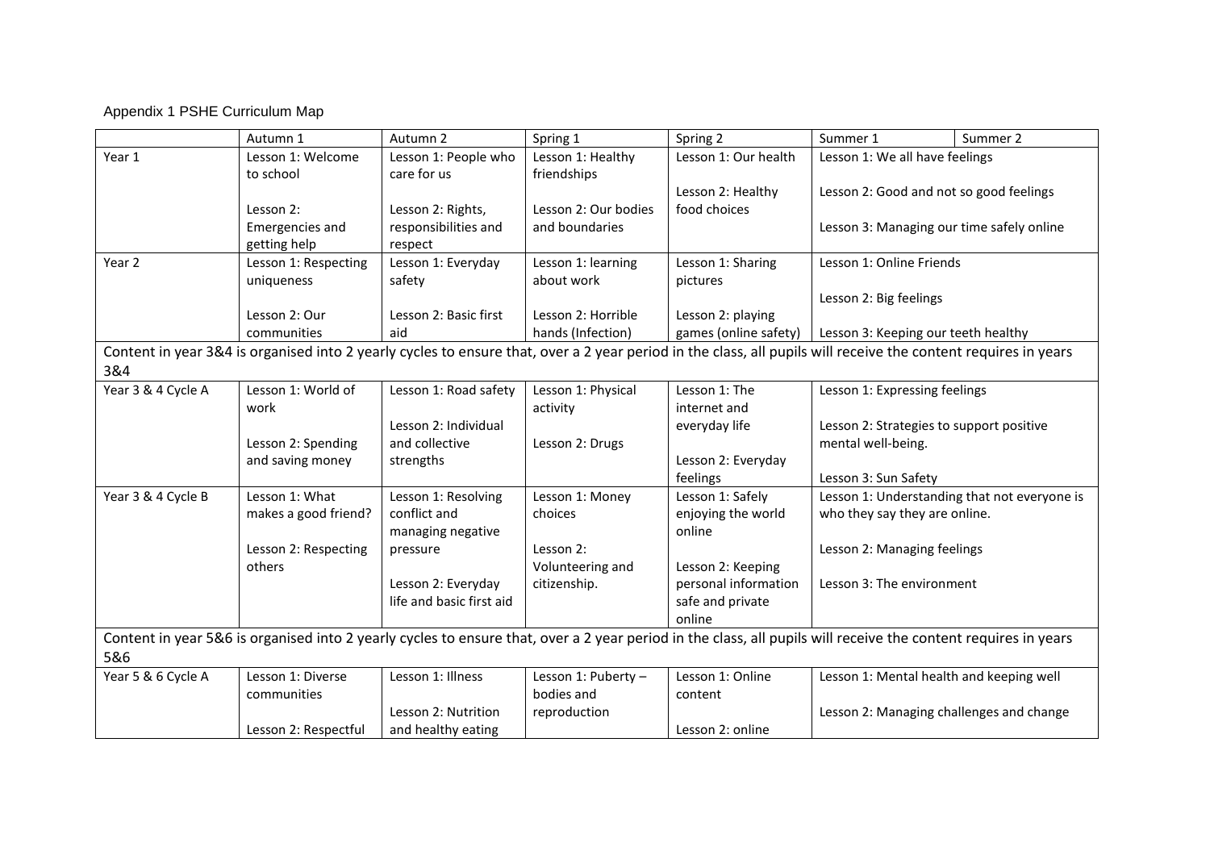Appendix 1 PSHE Curriculum Map

| | Autumn 1 | Autumn 2 | Spring 1 | Spring 2 | Summer 1 | Summer 2 |
|---|---|---|---|---|---|---|
| Year 1 | Lesson 1: Welcome to school<br><br>Lesson 2: Emergencies and getting help | Lesson 1: People who care for us<br><br>Lesson 2: Rights, responsibilities and respect | Lesson 1: Healthy friendships<br><br>Lesson 2: Our bodies and boundaries | Lesson 1: Our health<br><br>Lesson 2: Healthy food choices | Lesson 1: We all have feelings<br><br>Lesson 2: Good and not so good feelings<br><br>Lesson 3: Managing our time safely online | |
| Year 2 | Lesson 1: Respecting uniqueness<br><br>Lesson 2: Our communities | Lesson 1: Everyday safety<br><br>Lesson 2: Basic first aid | Lesson 1: learning about work<br><br>Lesson 2: Horrible hands (Infection) | Lesson 1: Sharing pictures<br><br>Lesson 2: playing games (online safety) | Lesson 1: Online Friends<br><br>Lesson 2: Big feelings<br><br>Lesson 3: Keeping our teeth healthy | |
| Content in year 3&4 is organised into 2 yearly cycles to ensure that, over a 2 year period in the class, all pupils will receive the content requires in years 3&4 | | | | | | |
| Year 3 & 4 Cycle A | Lesson 1: World of work<br><br>Lesson 2: Spending and saving money | Lesson 1: Road safety<br><br>Lesson 2: Individual and collective strengths | Lesson 1: Physical activity<br><br>Lesson 2: Drugs | Lesson 1: The internet and everyday life<br><br>Lesson 2: Everyday feelings | Lesson 1: Expressing feelings<br><br>Lesson 2: Strategies to support positive mental well-being.<br><br>Lesson 3: Sun Safety | |
| Year 3 & 4 Cycle B | Lesson 1: What makes a good friend?<br><br>Lesson 2: Respecting others | Lesson 1: Resolving conflict and managing negative pressure<br><br>Lesson 2: Everyday life and basic first aid | Lesson 1: Money choices<br><br>Lesson 2: Volunteering and citizenship. | Lesson 1: Safely enjoying the world online<br><br>Lesson 2: Keeping personal information safe and private online | Lesson 1: Understanding that not everyone is who they say they are online.<br><br>Lesson 2: Managing feelings<br><br>Lesson 3: The environment | |
| Content in year 5&6 is organised into 2 yearly cycles to ensure that, over a 2 year period in the class, all pupils will receive the content requires in years 5&6 | | | | | | |
| Year 5 & 6 Cycle A | Lesson 1: Diverse communities<br><br>Lesson 2: Respectful | Lesson 1: Illness<br><br>Lesson 2: Nutrition and healthy eating | Lesson 1: Puberty – bodies and reproduction | Lesson 1: Online content<br><br>Lesson 2: online | Lesson 1: Mental health and keeping well<br><br>Lesson 2: Managing challenges and change | |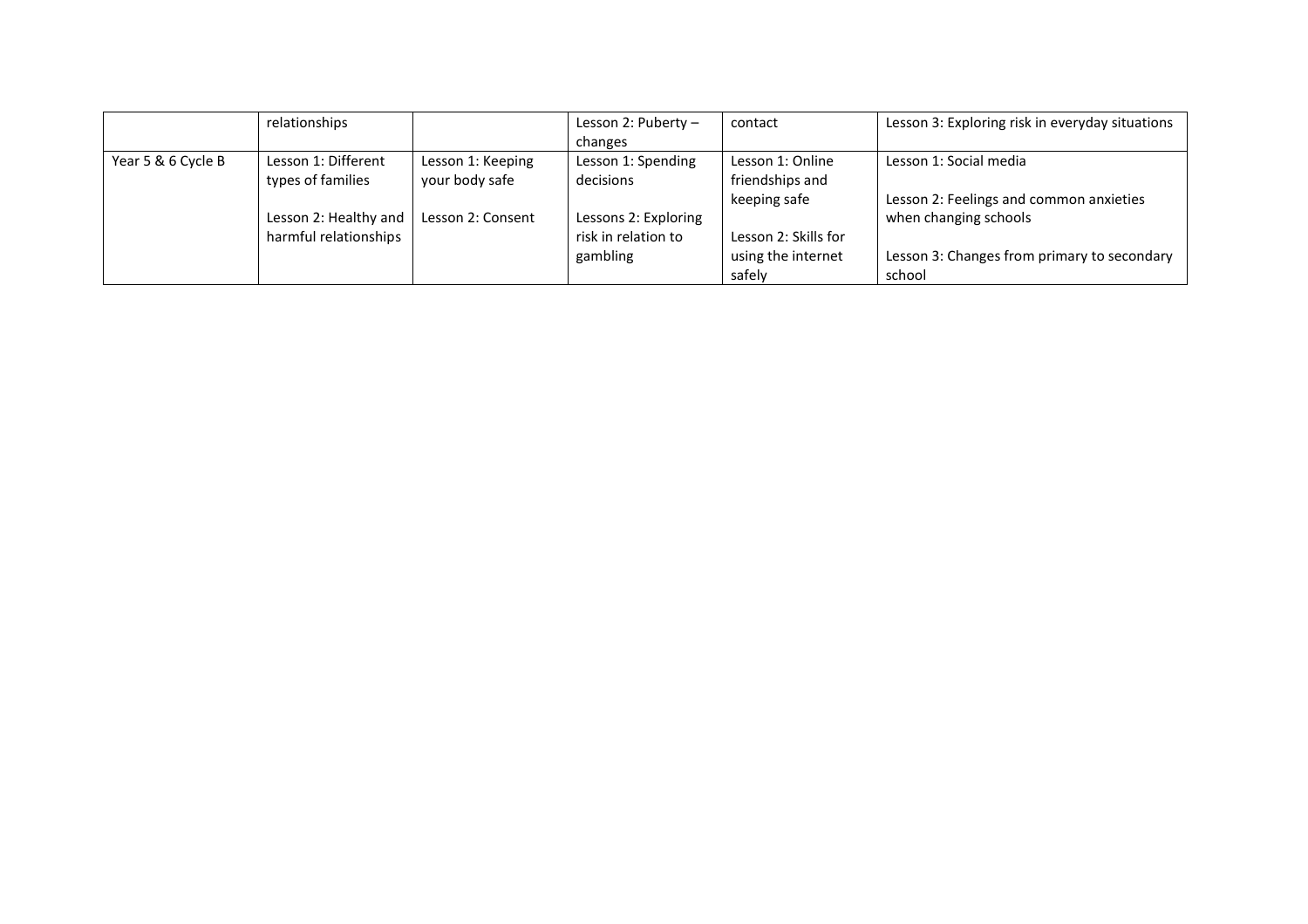| | | | | | |
|---|---|---|---|---|---|
| | relationships | | Lesson 2: Puberty – changes | contact | Lesson 3: Exploring risk in everyday situations |
| Year 5 & 6 Cycle B | Lesson 1: Different types of families<br><br>Lesson 2: Healthy and harmful relationships | Lesson 1: Keeping your body safe<br><br>Lesson 2: Consent | Lesson 1: Spending decisions<br><br>Lessons 2: Exploring risk in relation to gambling | Lesson 1: Online friendships and keeping safe<br><br>Lesson 2: Skills for using the internet safely | Lesson 1: Social media<br><br>Lesson 2: Feelings and common anxieties when changing schools<br><br>Lesson 3: Changes from primary to secondary school |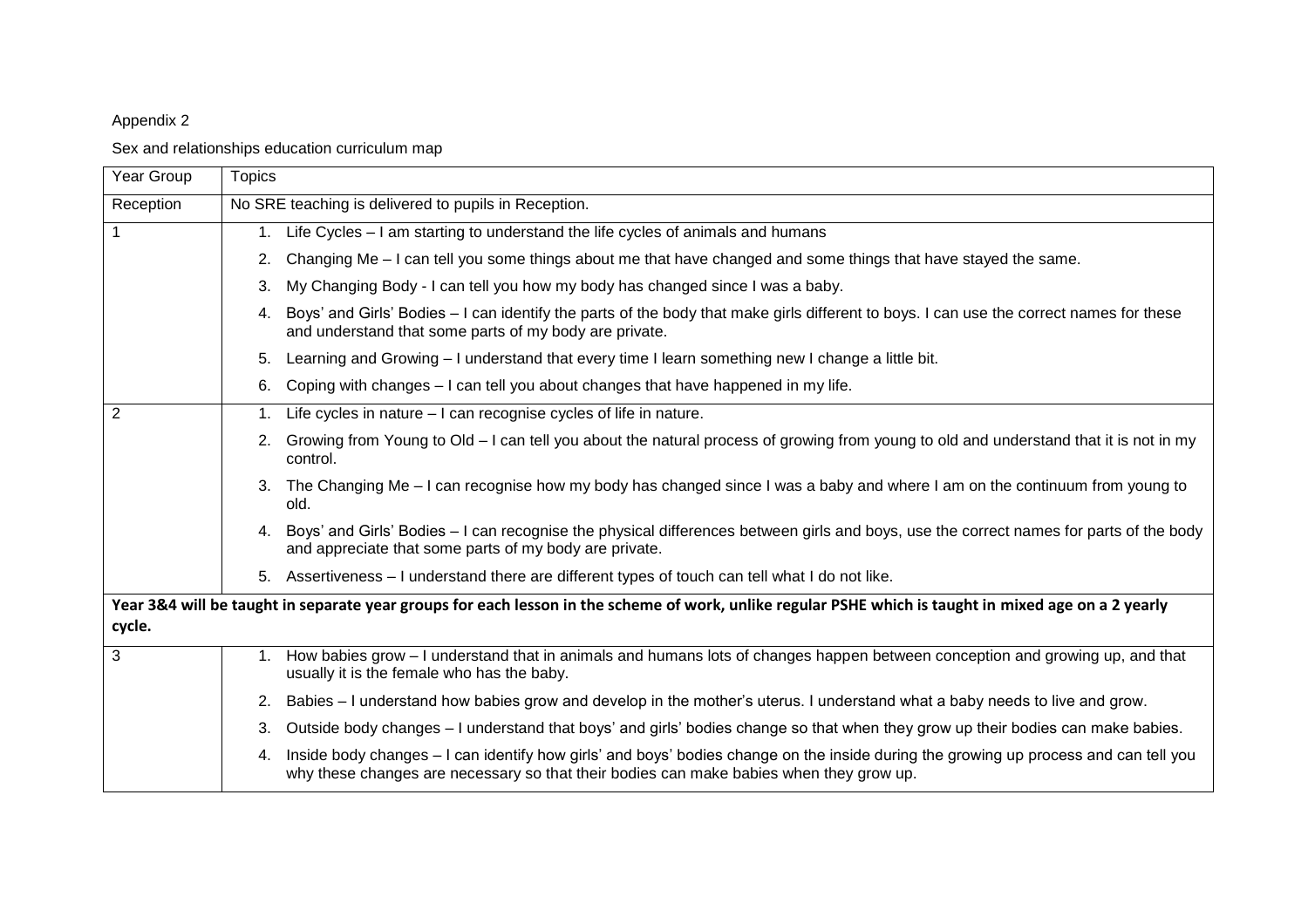Appendix 2

Sex and relationships education curriculum map

| Year Group | Topics |
|---|---|
| Reception | No SRE teaching is delivered to pupils in Reception. |
| 1 | 1. Life Cycles – I am starting to understand the life cycles of animals and humans |
| | 2. Changing Me – I can tell you some things about me that have changed and some things that have stayed the same. |
| | 3. My Changing Body - I can tell you how my body has changed since I was a baby. |
| | 4. Boys' and Girls' Bodies – I can identify the parts of the body that make girls different to boys. I can use the correct names for these and understand that some parts of my body are private. |
| | 5. Learning and Growing – I understand that every time I learn something new I change a little bit. |
| | 6. Coping with changes – I can tell you about changes that have happened in my life. |
| 2 | 1. Life cycles in nature – I can recognise cycles of life in nature. |
| | 2. Growing from Young to Old – I can tell you about the natural process of growing from young to old and understand that it is not in my control. |
| | 3. The Changing Me – I can recognise how my body has changed since I was a baby and where I am on the continuum from young to old. |
| | 4. Boys' and Girls' Bodies – I can recognise the physical differences between girls and boys, use the correct names for parts of the body and appreciate that some parts of my body are private. |
| | 5. Assertiveness – I understand there are different types of touch can tell what I do not like. |
| **Year 3&4 will be taught in separate year groups for each lesson in the scheme of work, unlike regular PSHE which is taught in mixed age on a 2 yearly cycle.** | |
| 3 | 1. How babies grow – I understand that in animals and humans lots of changes happen between conception and growing up, and that usually it is the female who has the baby. |
| | 2. Babies – I understand how babies grow and develop in the mother's uterus. I understand what a baby needs to live and grow. |
| | 3. Outside body changes – I understand that boys' and girls' bodies change so that when they grow up their bodies can make babies. |
| | 4. Inside body changes – I can identify how girls' and boys' bodies change on the inside during the growing up process and can tell you why these changes are necessary so that their bodies can make babies when they grow up. |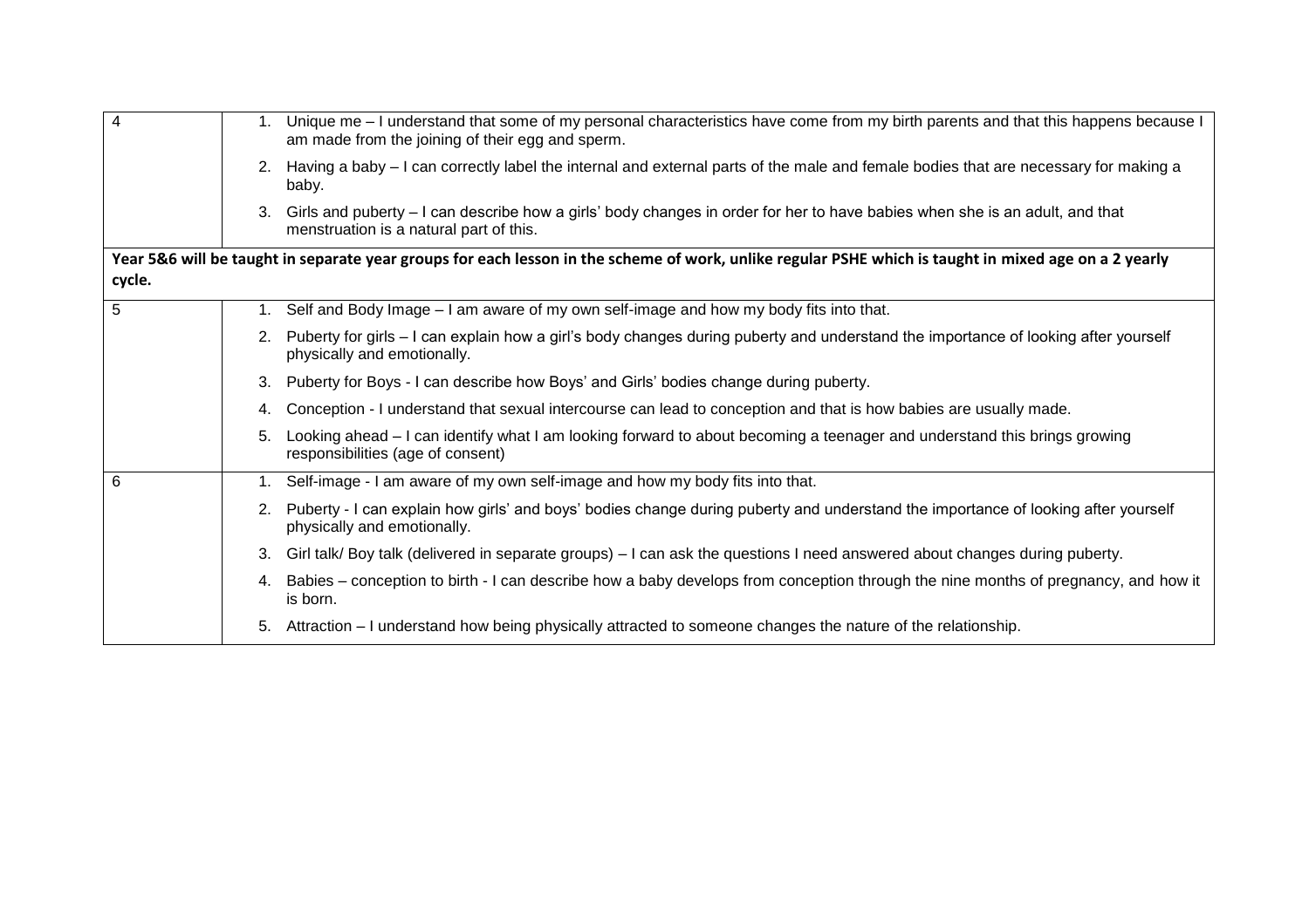| | |
|---|---|
| 4 | 1. Unique me – I understand that some of my personal characteristics have come from my birth parents and that this happens because I am made from the joining of their egg and sperm.<br>2. Having a baby – I can correctly label the internal and external parts of the male and female bodies that are necessary for making a baby.<br>3. Girls and puberty – I can describe how a girls' body changes in order for her to have babies when she is an adult, and that menstruation is a natural part of this. |
| **Year 5&6 will be taught in separate year groups for each lesson in the scheme of work, unlike regular PSHE which is taught in mixed age on a 2 yearly cycle.** | |
| 5 | 1. Self and Body Image – I am aware of my own self-image and how my body fits into that.<br>2. Puberty for girls – I can explain how a girl's body changes during puberty and understand the importance of looking after yourself physically and emotionally.<br>3. Puberty for Boys - I can describe how Boys' and Girls' bodies change during puberty.<br>4. Conception - I understand that sexual intercourse can lead to conception and that is how babies are usually made.<br>5. Looking ahead – I can identify what I am looking forward to about becoming a teenager and understand this brings growing responsibilities (age of consent) |
| 6 | 1. Self-image - I am aware of my own self-image and how my body fits into that.<br>2. Puberty - I can explain how girls' and boys' bodies change during puberty and understand the importance of looking after yourself physically and emotionally.<br>3. Girl talk/ Boy talk (delivered in separate groups) – I can ask the questions I need answered about changes during puberty.<br>4. Babies – conception to birth - I can describe how a baby develops from conception through the nine months of pregnancy, and how it is born.<br>5. Attraction – I understand how being physically attracted to someone changes the nature of the relationship. |